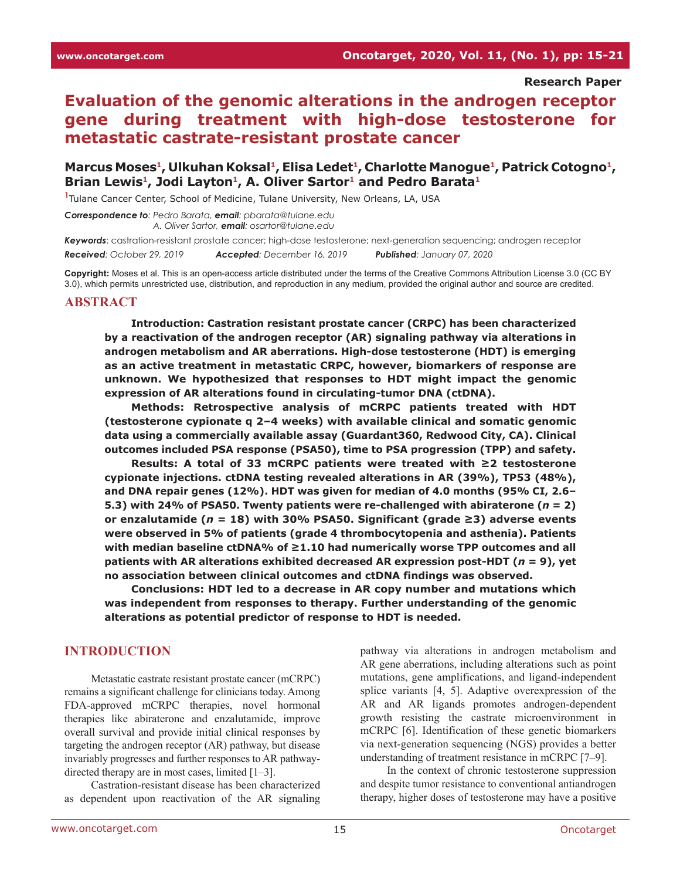Research Paper

# Evaluation of the genomic alterations in the androgen receptor gene during treatment with high-dose testosterone for metastatic castrate-resistant prostate cancer

**Marcus Moses[1], Ulkuhan Koksal[1], Elisa Ledet[1], Charlotte Manogue[1], Patrick Cotogno[1], Brian Lewis[1], Jodi Layton[1], A. Oliver Sartor[1] and Pedro Barata[1]**

[1]Tulane Cancer Center, School of Medicine, Tulane University, New Orleans, LA, USA

***Correspondence to**: Pedro Barata, **email**: pbarata@tulane.edu*
*A. Oliver Sartor, **email**: osartor@tulane.edu*

***Keywords***: castration-resistant prostate cancer; high-dose testosterone; next-generation sequencing; androgen receptor

***Received***: *October 29, 2019* ***Accepted***: *December 16, 2019* ***Published***: *January 07, 2020*

**Copyright:** Moses et al. This is an open-access article distributed under the terms of the Creative Commons Attribution License 3.0 (CC BY 3.0), which permits unrestricted use, distribution, and reproduction in any medium, provided the original author and source are credited.

## ABSTRACT

**Introduction: Castration resistant prostate cancer (CRPC) has been characterized by a reactivation of the androgen receptor (AR) signaling pathway via alterations in androgen metabolism and AR aberrations. High-dose testosterone (HDT) is emerging as an active treatment in metastatic CRPC, however, biomarkers of response are unknown. We hypothesized that responses to HDT might impact the genomic expression of AR alterations found in circulating-tumor DNA (ctDNA).**

**Methods: Retrospective analysis of mCRPC patients treated with HDT (testosterone cypionate q 2–4 weeks) with available clinical and somatic genomic data using a commercially available assay (Guardant360, Redwood City, CA). Clinical outcomes included PSA response (PSA50), time to PSA progression (TPP) and safety.**

**Results: A total of 33 mCRPC patients were treated with ≥2 testosterone cypionate injections. ctDNA testing revealed alterations in AR (39%), TP53 (48%), and DNA repair genes (12%). HDT was given for median of 4.0 months (95% CI, 2.6–5.3) with 24% of PSA50. Twenty patients were re-challenged with abiraterone (*n* = 2) or enzalutamide (*n* = 18) with 30% PSA50. Significant (grade ≥3) adverse events were observed in 5% of patients (grade 4 thrombocytopenia and asthenia). Patients with median baseline ctDNA% of ≥1.10 had numerically worse TPP outcomes and all patients with AR alterations exhibited decreased AR expression post-HDT (*n* = 9), yet no association between clinical outcomes and ctDNA findings was observed.**

**Conclusions: HDT led to a decrease in AR copy number and mutations which was independent from responses to therapy. Further understanding of the genomic alterations as potential predictor of response to HDT is needed.**

## INTRODUCTION

Metastatic castrate resistant prostate cancer (mCRPC) remains a significant challenge for clinicians today. Among FDA-approved mCRPC therapies, novel hormonal therapies like abiraterone and enzalutamide, improve overall survival and provide initial clinical responses by targeting the androgen receptor (AR) pathway, but disease invariably progresses and further responses to AR pathway-directed therapy are in most cases, limited [1–3].

Castration-resistant disease has been characterized as dependent upon reactivation of the AR signaling pathway via alterations in androgen metabolism and AR gene aberrations, including alterations such as point mutations, gene amplifications, and ligand-independent splice variants [4, 5]. Adaptive overexpression of the AR and AR ligands promotes androgen-dependent growth resisting the castrate microenvironment in mCRPC [6]. Identification of these genetic biomarkers via next-generation sequencing (NGS) provides a better understanding of treatment resistance in mCRPC [7–9].

In the context of chronic testosterone suppression and despite tumor resistance to conventional antiandrogen therapy, higher doses of testosterone may have a positive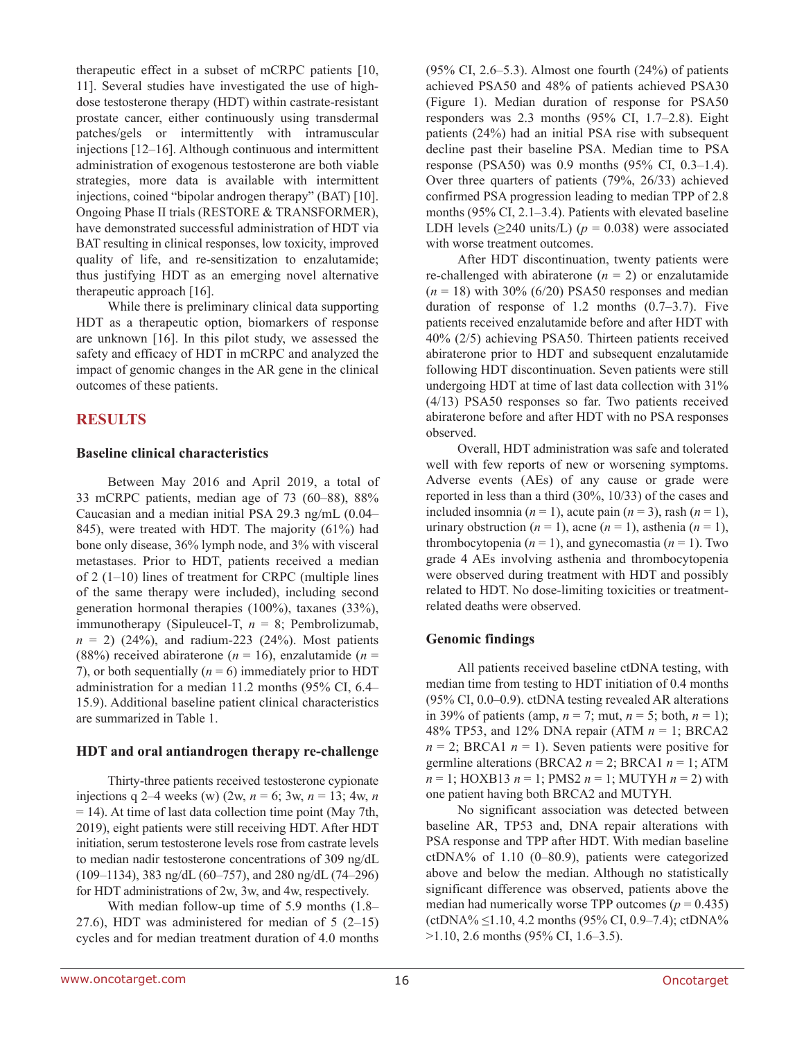therapeutic effect in a subset of mCRPC patients [10, 11]. Several studies have investigated the use of high-dose testosterone therapy (HDT) within castrate-resistant prostate cancer, either continuously using transdermal patches/gels or intermittently with intramuscular injections [12–16]. Although continuous and intermittent administration of exogenous testosterone are both viable strategies, more data is available with intermittent injections, coined "bipolar androgen therapy" (BAT) [10]. Ongoing Phase II trials (RESTORE & TRANSFORMER), have demonstrated successful administration of HDT via BAT resulting in clinical responses, low toxicity, improved quality of life, and re-sensitization to enzalutamide; thus justifying HDT as an emerging novel alternative therapeutic approach [16].

While there is preliminary clinical data supporting HDT as a therapeutic option, biomarkers of response are unknown [16]. In this pilot study, we assessed the safety and efficacy of HDT in mCRPC and analyzed the impact of genomic changes in the AR gene in the clinical outcomes of these patients.

## RESULTS

### Baseline clinical characteristics

Between May 2016 and April 2019, a total of 33 mCRPC patients, median age of 73 (60–88), 88% Caucasian and a median initial PSA 29.3 ng/mL (0.04–845), were treated with HDT. The majority (61%) had bone only disease, 36% lymph node, and 3% with visceral metastases. Prior to HDT, patients received a median of 2 (1–10) lines of treatment for CRPC (multiple lines of the same therapy were included), including second generation hormonal therapies (100%), taxanes (33%), immunotherapy (Sipuleucel-T, *n* = 8; Pembrolizumab, *n* = 2) (24%), and radium-223 (24%). Most patients (88%) received abiraterone (*n* = 16), enzalutamide (*n* = 7), or both sequentially (*n* = 6) immediately prior to HDT administration for a median 11.2 months (95% CI, 6.4–15.9). Additional baseline patient clinical characteristics are summarized in Table 1.

### HDT and oral antiandrogen therapy re-challenge

Thirty-three patients received testosterone cypionate injections q 2–4 weeks (w) (2w, *n* = 6; 3w, *n* = 13; 4w, *n* = 14). At time of last data collection time point (May 7th, 2019), eight patients were still receiving HDT. After HDT initiation, serum testosterone levels rose from castrate levels to median nadir testosterone concentrations of 309 ng/dL (109–1134), 383 ng/dL (60–757), and 280 ng/dL (74–296) for HDT administrations of 2w, 3w, and 4w, respectively.

With median follow-up time of 5.9 months (1.8–27.6), HDT was administered for median of 5 (2–15) cycles and for median treatment duration of 4.0 months (95% CI, 2.6–5.3). Almost one fourth (24%) of patients achieved PSA50 and 48% of patients achieved PSA30 (Figure 1). Median duration of response for PSA50 responders was 2.3 months (95% CI, 1.7–2.8). Eight patients (24%) had an initial PSA rise with subsequent decline past their baseline PSA. Median time to PSA response (PSA50) was 0.9 months (95% CI, 0.3–1.4). Over three quarters of patients (79%, 26/33) achieved confirmed PSA progression leading to median TPP of 2.8 months (95% CI, 2.1–3.4). Patients with elevated baseline LDH levels (≥240 units/L) ($p = 0.038$) were associated with worse treatment outcomes.

After HDT discontinuation, twenty patients were re-challenged with abiraterone (*n* = 2) or enzalutamide (*n* = 18) with 30% (6/20) PSA50 responses and median duration of response of 1.2 months (0.7–3.7). Five patients received enzalutamide before and after HDT with 40% (2/5) achieving PSA50. Thirteen patients received abiraterone prior to HDT and subsequent enzalutamide following HDT discontinuation. Seven patients were still undergoing HDT at time of last data collection with 31% (4/13) PSA50 responses so far. Two patients received abiraterone before and after HDT with no PSA responses observed.

Overall, HDT administration was safe and tolerated well with few reports of new or worsening symptoms. Adverse events (AEs) of any cause or grade were reported in less than a third (30%, 10/33) of the cases and included insomnia (*n* = 1), acute pain (*n* = 3), rash (*n* = 1), urinary obstruction (*n* = 1), acne (*n* = 1), asthenia (*n* = 1), thrombocytopenia (*n* = 1), and gynecomastia (*n* = 1). Two grade 4 AEs involving asthenia and thrombocytopenia were observed during treatment with HDT and possibly related to HDT. No dose-limiting toxicities or treatment-related deaths were observed.

### Genomic findings

All patients received baseline ctDNA testing, with median time from testing to HDT initiation of 0.4 months (95% CI, 0.0–0.9). ctDNA testing revealed AR alterations in 39% of patients (amp, *n* = 7; mut, *n* = 5; both, *n* = 1); 48% TP53, and 12% DNA repair (ATM *n* = 1; BRCA2 *n* = 2; BRCA1 *n* = 1). Seven patients were positive for germline alterations (BRCA2 *n* = 2; BRCA1 *n* = 1; ATM *n* = 1; HOXB13 *n* = 1; PMS2 *n* = 1; MUTYH *n* = 2) with one patient having both BRCA2 and MUTYH.

No significant association was detected between baseline AR, TP53 and, DNA repair alterations with PSA response and TPP after HDT. With median baseline ctDNA% of 1.10 (0–80.9), patients were categorized above and below the median. Although no statistically significant difference was observed, patients above the median had numerically worse TPP outcomes ($p = 0.435$) (ctDNA% ≤1.10, 4.2 months (95% CI, 0.9–7.4); ctDNA% >1.10, 2.6 months (95% CI, 1.6–3.5).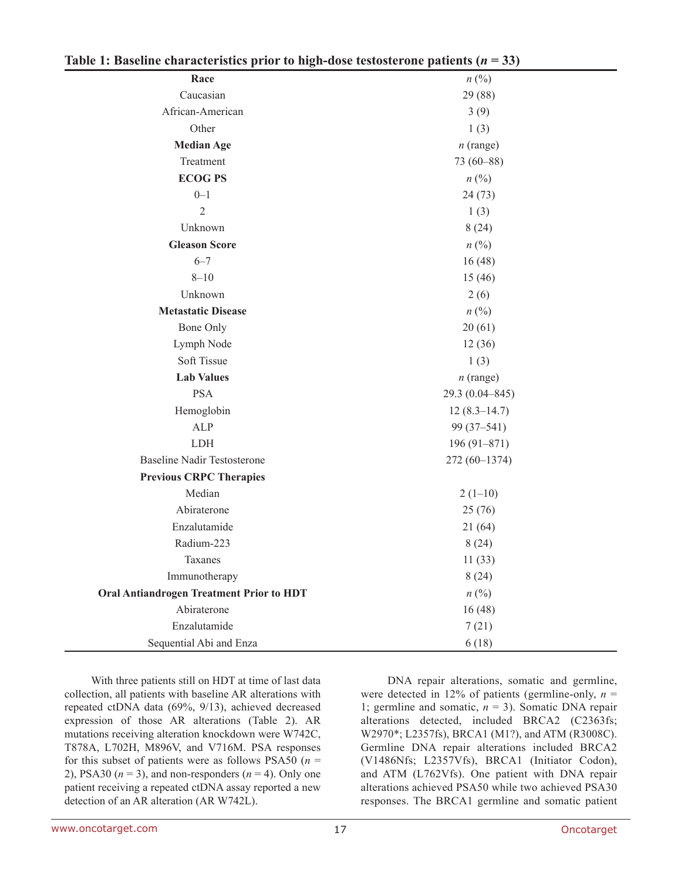**Table 1: Baseline characteristics prior to high-dose testosterone patients (*n* = 33)**

| **Race** | *n* (%) |
|---|---|
| Caucasian | 29 (88) |
| African-American | 3 (9) |
| Other | 1 (3) |
| **Median Age** | *n* (range) |
| Treatment | 73 (60–88) |
| **ECOG PS** | *n* (%) |
| 0–1 | 24 (73) |
| 2 | 1 (3) |
| Unknown | 8 (24) |
| **Gleason Score** | *n* (%) |
| 6–7 | 16 (48) |
| 8–10 | 15 (46) |
| Unknown | 2 (6) |
| **Metastatic Disease** | *n* (%) |
| Bone Only | 20 (61) |
| Lymph Node | 12 (36) |
| Soft Tissue | 1 (3) |
| **Lab Values** | *n* (range) |
| PSA | 29.3 (0.04–845) |
| Hemoglobin | 12 (8.3–14.7) |
| ALP | 99 (37–541) |
| LDH | 196 (91–871) |
| Baseline Nadir Testosterone | 272 (60–1374) |
| **Previous CRPC Therapies** | |
| Median | 2 (1–10) |
| Abiraterone | 25 (76) |
| Enzalutamide | 21 (64) |
| Radium-223 | 8 (24) |
| Taxanes | 11 (33) |
| Immunotherapy | 8 (24) |
| **Oral Antiandrogen Treatment Prior to HDT** | *n* (%) |
| Abiraterone | 16 (48) |
| Enzalutamide | 7 (21) |
| Sequential Abi and Enza | 6 (18) |

With three patients still on HDT at time of last data collection, all patients with baseline AR alterations with repeated ctDNA data (69%, 9/13), achieved decreased expression of those AR alterations (Table 2). AR mutations receiving alteration knockdown were W742C, T878A, L702H, M896V, and V716M. PSA responses for this subset of patients were as follows PSA50 (*n* = 2), PSA30 (*n* = 3), and non-responders (*n* = 4). Only one patient receiving a repeated ctDNA assay reported a new detection of an AR alteration (AR W742L).

DNA repair alterations, somatic and germline, were detected in 12% of patients (germline-only, *n* = 1; germline and somatic, *n* = 3). Somatic DNA repair alterations detected, included BRCA2 (C2363fs; W2970*; L2357fs), BRCA1 (M1?), and ATM (R3008C). Germline DNA repair alterations included BRCA2 (V1486Nfs; L2357Vfs), BRCA1 (Initiator Codon), and ATM (L762Vfs). One patient with DNA repair alterations achieved PSA50 while two achieved PSA30 responses. The BRCA1 germline and somatic patient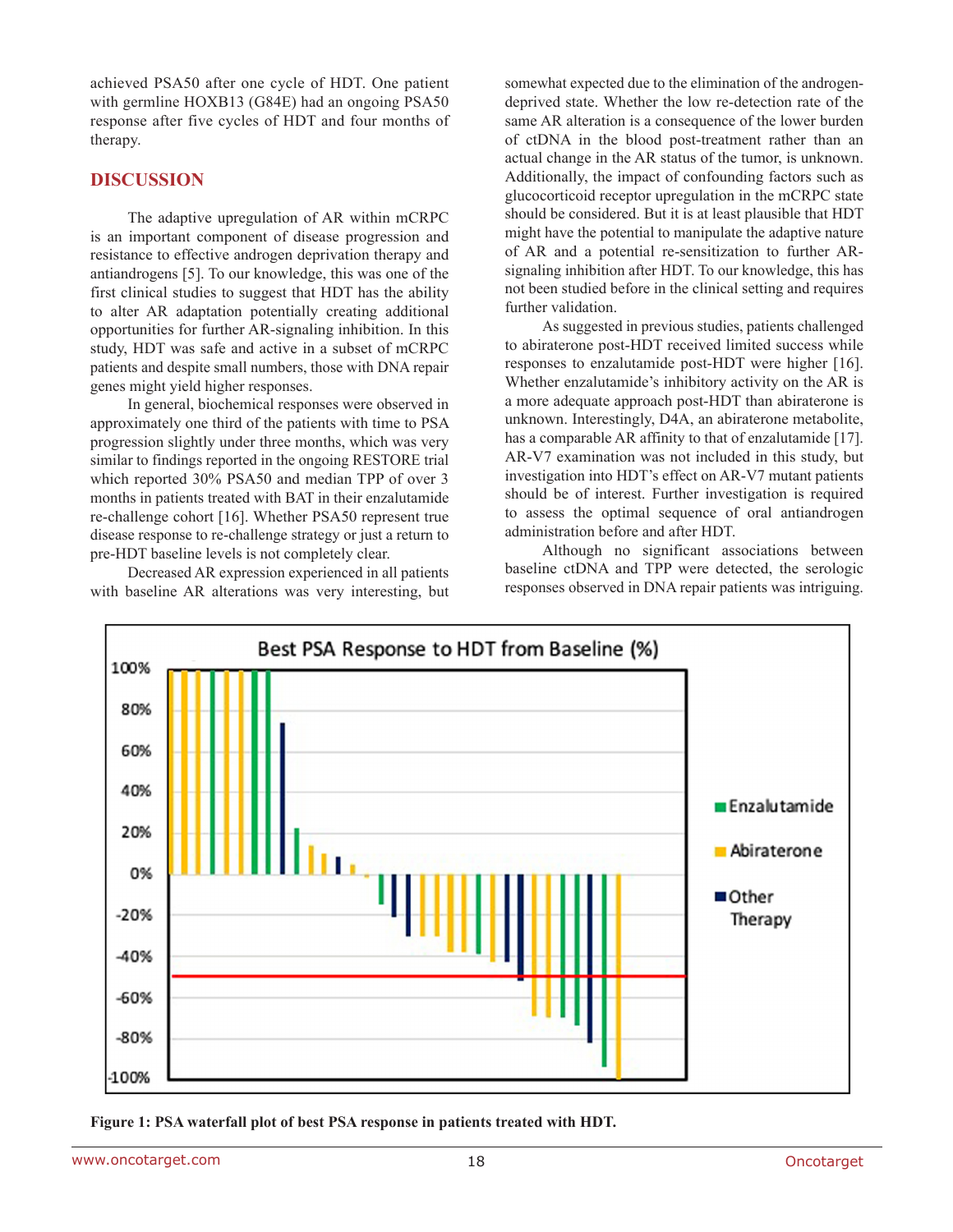achieved PSA50 after one cycle of HDT. One patient with germline HOXB13 (G84E) had an ongoing PSA50 response after five cycles of HDT and four months of therapy.

## DISCUSSION

The adaptive upregulation of AR within mCRPC is an important component of disease progression and resistance to effective androgen deprivation therapy and antiandrogens [5]. To our knowledge, this was one of the first clinical studies to suggest that HDT has the ability to alter AR adaptation potentially creating additional opportunities for further AR-signaling inhibition. In this study, HDT was safe and active in a subset of mCRPC patients and despite small numbers, those with DNA repair genes might yield higher responses.

In general, biochemical responses were observed in approximately one third of the patients with time to PSA progression slightly under three months, which was very similar to findings reported in the ongoing RESTORE trial which reported 30% PSA50 and median TPP of over 3 months in patients treated with BAT in their enzalutamide re-challenge cohort [16]. Whether PSA50 represent true disease response to re-challenge strategy or just a return to pre-HDT baseline levels is not completely clear.

Decreased AR expression experienced in all patients with baseline AR alterations was very interesting, but somewhat expected due to the elimination of the androgen-deprived state. Whether the low re-detection rate of the same AR alteration is a consequence of the lower burden of ctDNA in the blood post-treatment rather than an actual change in the AR status of the tumor, is unknown. Additionally, the impact of confounding factors such as glucocorticoid receptor upregulation in the mCRPC state should be considered. But it is at least plausible that HDT might have the potential to manipulate the adaptive nature of AR and a potential re-sensitization to further AR-signaling inhibition after HDT. To our knowledge, this has not been studied before in the clinical setting and requires further validation.

As suggested in previous studies, patients challenged to abiraterone post-HDT received limited success while responses to enzalutamide post-HDT were higher [16]. Whether enzalutamide's inhibitory activity on the AR is a more adequate approach post-HDT than abiraterone is unknown. Interestingly, D4A, an abiraterone metabolite, has a comparable AR affinity to that of enzalutamide [17]. AR-V7 examination was not included in this study, but investigation into HDT's effect on AR-V7 mutant patients should be of interest. Further investigation is required to assess the optimal sequence of oral antiandrogen administration before and after HDT.

Although no significant associations between baseline ctDNA and TPP were detected, the serologic responses observed in DNA repair patients was intriguing.

**Figure 1: PSA waterfall plot of best PSA response in patients treated with HDT.**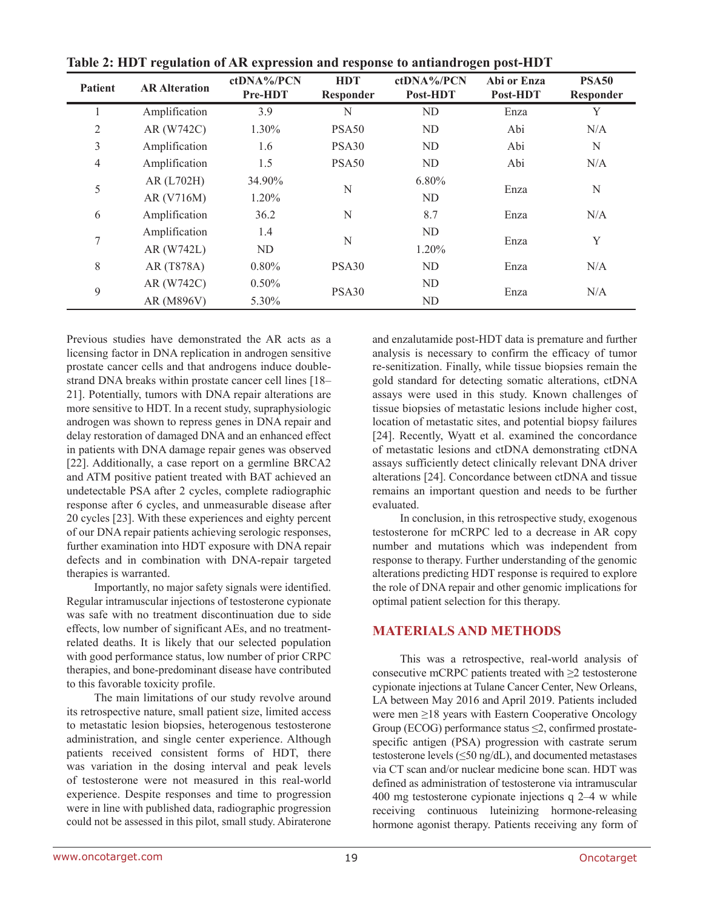**Table 2: HDT regulation of AR expression and response to antiandrogen post-HDT**

| Patient | AR Alteration | ctDNA%/PCN Pre-HDT | HDT Responder | ctDNA%/PCN Post-HDT | Abi or Enza Post-HDT | PSA50 Responder |
|---|---|---|---|---|---|---|
| 1 | Amplification | 3.9 | N | ND | Enza | Y |
| 2 | AR (W742C) | 1.30% | PSA50 | ND | Abi | N/A |
| 3 | Amplification | 1.6 | PSA30 | ND | Abi | N |
| 4 | Amplification | 1.5 | PSA50 | ND | Abi | N/A |
| 5 | AR (L702H) | 34.90% | N | 6.80% | Enza | N |
| | AR (V716M) | 1.20% | | ND | | |
| 6 | Amplification | 36.2 | N | 8.7 | Enza | N/A |
| 7 | Amplification | 1.4 | N | ND | Enza | Y |
| | AR (W742L) | ND | | 1.20% | | |
| 8 | AR (T878A) | 0.80% | PSA30 | ND | Enza | N/A |
| 9 | AR (W742C) | 0.50% | PSA30 | ND | Enza | N/A |
| | AR (M896V) | 5.30% | | ND | | |

Previous studies have demonstrated the AR acts as a licensing factor in DNA replication in androgen sensitive prostate cancer cells and that androgens induce double-strand DNA breaks within prostate cancer cell lines [18–21]. Potentially, tumors with DNA repair alterations are more sensitive to HDT. In a recent study, supraphysiologic androgen was shown to repress genes in DNA repair and delay restoration of damaged DNA and an enhanced effect in patients with DNA damage repair genes was observed [22]. Additionally, a case report on a germline BRCA2 and ATM positive patient treated with BAT achieved an undetectable PSA after 2 cycles, complete radiographic response after 6 cycles, and unmeasurable disease after 20 cycles [23]. With these experiences and eighty percent of our DNA repair patients achieving serologic responses, further examination into HDT exposure with DNA repair defects and in combination with DNA-repair targeted therapies is warranted.

Importantly, no major safety signals were identified. Regular intramuscular injections of testosterone cypionate was safe with no treatment discontinuation due to side effects, low number of significant AEs, and no treatment-related deaths. It is likely that our selected population with good performance status, low number of prior CRPC therapies, and bone-predominant disease have contributed to this favorable toxicity profile.

The main limitations of our study revolve around its retrospective nature, small patient size, limited access to metastatic lesion biopsies, heterogenous testosterone administration, and single center experience. Although patients received consistent forms of HDT, there was variation in the dosing interval and peak levels of testosterone were not measured in this real-world experience. Despite responses and time to progression were in line with published data, radiographic progression could not be assessed in this pilot, small study. Abiraterone and enzalutamide post-HDT data is premature and further analysis is necessary to confirm the efficacy of tumor re-senitization. Finally, while tissue biopsies remain the gold standard for detecting somatic alterations, ctDNA assays were used in this study. Known challenges of tissue biopsies of metastatic lesions include higher cost, location of metastatic sites, and potential biopsy failures [24]. Recently, Wyatt et al. examined the concordance of metastatic lesions and ctDNA demonstrating ctDNA assays sufficiently detect clinically relevant DNA driver alterations [24]. Concordance between ctDNA and tissue remains an important question and needs to be further evaluated.

In conclusion, in this retrospective study, exogenous testosterone for mCRPC led to a decrease in AR copy number and mutations which was independent from response to therapy. Further understanding of the genomic alterations predicting HDT response is required to explore the role of DNA repair and other genomic implications for optimal patient selection for this therapy.

## MATERIALS AND METHODS

This was a retrospective, real-world analysis of consecutive mCRPC patients treated with ≥2 testosterone cypionate injections at Tulane Cancer Center, New Orleans, LA between May 2016 and April 2019. Patients included were men ≥18 years with Eastern Cooperative Oncology Group (ECOG) performance status ≤2, confirmed prostate-specific antigen (PSA) progression with castrate serum testosterone levels (≤50 ng/dL), and documented metastases via CT scan and/or nuclear medicine bone scan. HDT was defined as administration of testosterone via intramuscular 400 mg testosterone cypionate injections q 2–4 w while receiving continuous luteinizing hormone-releasing hormone agonist therapy. Patients receiving any form of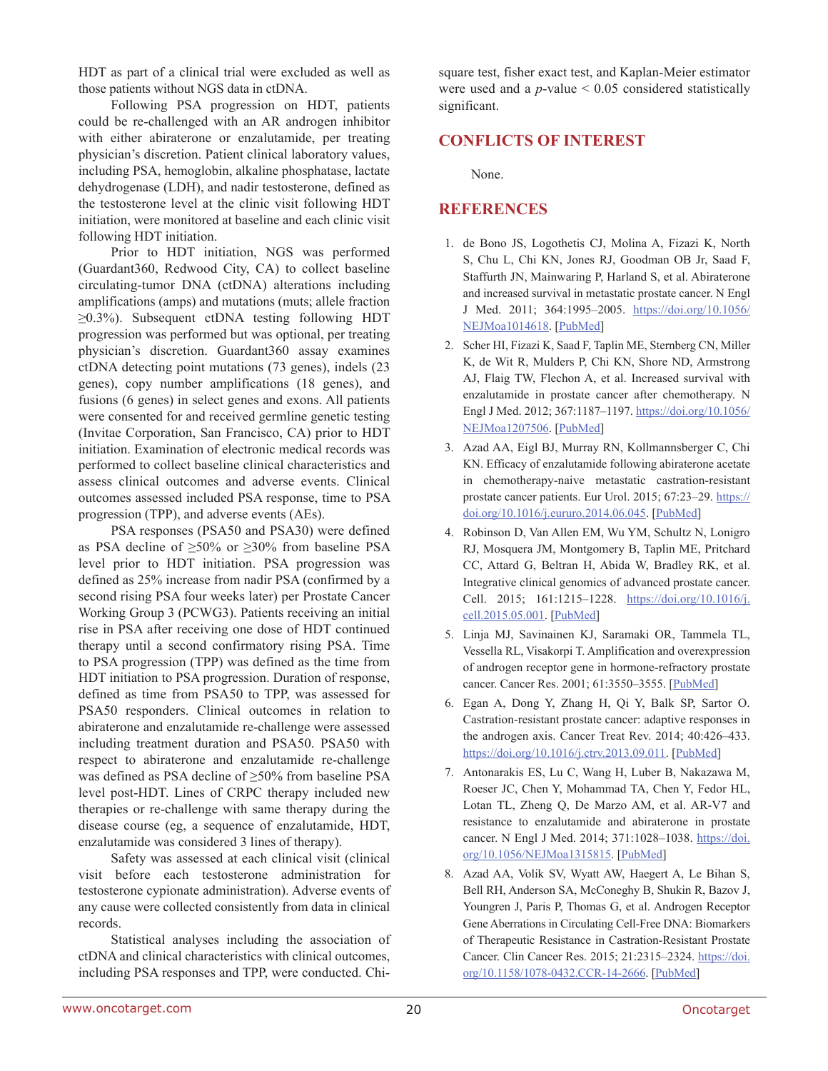HDT as part of a clinical trial were excluded as well as those patients without NGS data in ctDNA.

Following PSA progression on HDT, patients could be re-challenged with an AR androgen inhibitor with either abiraterone or enzalutamide, per treating physician's discretion. Patient clinical laboratory values, including PSA, hemoglobin, alkaline phosphatase, lactate dehydrogenase (LDH), and nadir testosterone, defined as the testosterone level at the clinic visit following HDT initiation, were monitored at baseline and each clinic visit following HDT initiation.

Prior to HDT initiation, NGS was performed (Guardant360, Redwood City, CA) to collect baseline circulating-tumor DNA (ctDNA) alterations including amplifications (amps) and mutations (muts; allele fraction ≥0.3%). Subsequent ctDNA testing following HDT progression was performed but was optional, per treating physician's discretion. Guardant360 assay examines ctDNA detecting point mutations (73 genes), indels (23 genes), copy number amplifications (18 genes), and fusions (6 genes) in select genes and exons. All patients were consented for and received germline genetic testing (Invitae Corporation, San Francisco, CA) prior to HDT initiation. Examination of electronic medical records was performed to collect baseline clinical characteristics and assess clinical outcomes and adverse events. Clinical outcomes assessed included PSA response, time to PSA progression (TPP), and adverse events (AEs).

PSA responses (PSA50 and PSA30) were defined as PSA decline of ≥50% or ≥30% from baseline PSA level prior to HDT initiation. PSA progression was defined as 25% increase from nadir PSA (confirmed by a second rising PSA four weeks later) per Prostate Cancer Working Group 3 (PCWG3). Patients receiving an initial rise in PSA after receiving one dose of HDT continued therapy until a second confirmatory rising PSA. Time to PSA progression (TPP) was defined as the time from HDT initiation to PSA progression. Duration of response, defined as time from PSA50 to TPP, was assessed for PSA50 responders. Clinical outcomes in relation to abiraterone and enzalutamide re-challenge were assessed including treatment duration and PSA50. PSA50 with respect to abiraterone and enzalutamide re-challenge was defined as PSA decline of ≥50% from baseline PSA level post-HDT. Lines of CRPC therapy included new therapies or re-challenge with same therapy during the disease course (eg, a sequence of enzalutamide, HDT, enzalutamide was considered 3 lines of therapy).

Safety was assessed at each clinical visit (clinical visit before each testosterone administration for testosterone cypionate administration). Adverse events of any cause were collected consistently from data in clinical records.

Statistical analyses including the association of ctDNA and clinical characteristics with clinical outcomes, including PSA responses and TPP, were conducted. Chi-square test, fisher exact test, and Kaplan-Meier estimator were used and a $p$-value < 0.05 considered statistically significant.

## CONFLICTS OF INTEREST

None.

## REFERENCES

1. de Bono JS, Logothetis CJ, Molina A, Fizazi K, North S, Chu L, Chi KN, Jones RJ, Goodman OB Jr, Saad F, Staffurth JN, Mainwaring P, Harland S, et al. Abiraterone and increased survival in metastatic prostate cancer. N Engl J Med. 2011; 364:1995–2005. https://doi.org/10.1056/NEJMoa1014618. [PubMed]
2. Scher HI, Fizazi K, Saad F, Taplin ME, Sternberg CN, Miller K, de Wit R, Mulders P, Chi KN, Shore ND, Armstrong AJ, Flaig TW, Flechon A, et al. Increased survival with enzalutamide in prostate cancer after chemotherapy. N Engl J Med. 2012; 367:1187–1197. https://doi.org/10.1056/NEJMoa1207506. [PubMed]
3. Azad AA, Eigl BJ, Murray RN, Kollmannsberger C, Chi KN. Efficacy of enzalutamide following abiraterone acetate in chemotherapy-naive metastatic castration-resistant prostate cancer patients. Eur Urol. 2015; 67:23–29. https://doi.org/10.1016/j.eururo.2014.06.045. [PubMed]
4. Robinson D, Van Allen EM, Wu YM, Schultz N, Lonigro RJ, Mosquera JM, Montgomery B, Taplin ME, Pritchard CC, Attard G, Beltran H, Abida W, Bradley RK, et al. Integrative clinical genomics of advanced prostate cancer. Cell. 2015; 161:1215–1228. https://doi.org/10.1016/j.cell.2015.05.001. [PubMed]
5. Linja MJ, Savinainen KJ, Saramaki OR, Tammela TL, Vessella RL, Visakorpi T. Amplification and overexpression of androgen receptor gene in hormone-refractory prostate cancer. Cancer Res. 2001; 61:3550–3555. [PubMed]
6. Egan A, Dong Y, Zhang H, Qi Y, Balk SP, Sartor O. Castration-resistant prostate cancer: adaptive responses in the androgen axis. Cancer Treat Rev. 2014; 40:426–433. https://doi.org/10.1016/j.ctrv.2013.09.011. [PubMed]
7. Antonarakis ES, Lu C, Wang H, Luber B, Nakazawa M, Roeser JC, Chen Y, Mohammad TA, Chen Y, Fedor HL, Lotan TL, Zheng Q, De Marzo AM, et al. AR-V7 and resistance to enzalutamide and abiraterone in prostate cancer. N Engl J Med. 2014; 371:1028–1038. https://doi.org/10.1056/NEJMoa1315815. [PubMed]
8. Azad AA, Volik SV, Wyatt AW, Haegert A, Le Bihan S, Bell RH, Anderson SA, McConeghy B, Shukin R, Bazov J, Youngren J, Paris P, Thomas G, et al. Androgen Receptor Gene Aberrations in Circulating Cell-Free DNA: Biomarkers of Therapeutic Resistance in Castration-Resistant Prostate Cancer. Clin Cancer Res. 2015; 21:2315–2324. https://doi.org/10.1158/1078-0432.CCR-14-2666. [PubMed]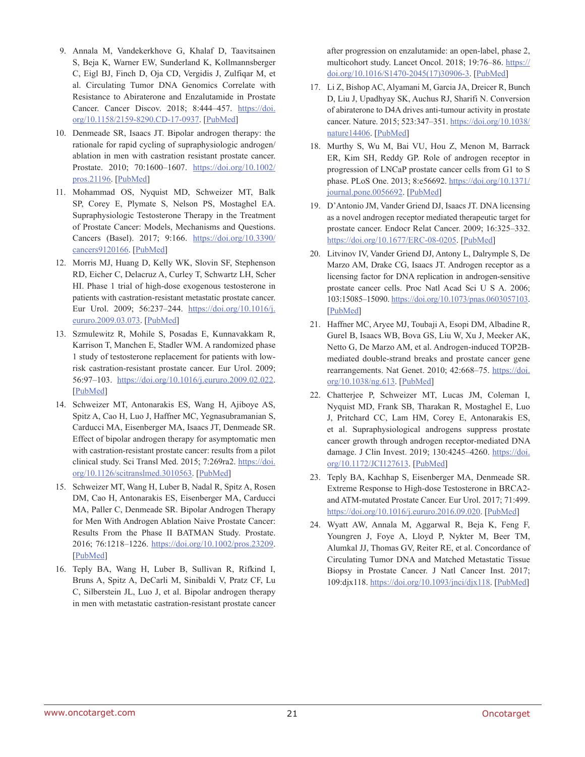9. Annala M, Vandekerkhove G, Khalaf D, Taavitsainen S, Beja K, Warner EW, Sunderland K, Kollmannsberger C, Eigl BJ, Finch D, Oja CD, Vergidis J, Zulfiqar M, et al. Circulating Tumor DNA Genomics Correlate with Resistance to Abiraterone and Enzalutamide in Prostate Cancer. Cancer Discov. 2018; 8:444–457. https://doi.org/10.1158/2159-8290.CD-17-0937. [PubMed]

10. Denmeade SR, Isaacs JT. Bipolar androgen therapy: the rationale for rapid cycling of supraphysiologic androgen/ablation in men with castration resistant prostate cancer. Prostate. 2010; 70:1600–1607. https://doi.org/10.1002/pros.21196. [PubMed]

11. Mohammad OS, Nyquist MD, Schweizer MT, Balk SP, Corey E, Plymate S, Nelson PS, Mostaghel EA. Supraphysiologic Testosterone Therapy in the Treatment of Prostate Cancer: Models, Mechanisms and Questions. Cancers (Basel). 2017; 9:166. https://doi.org/10.3390/cancers9120166. [PubMed]

12. Morris MJ, Huang D, Kelly WK, Slovin SF, Stephenson RD, Eicher C, Delacruz A, Curley T, Schwartz LH, Scher HI. Phase 1 trial of high-dose exogenous testosterone in patients with castration-resistant metastatic prostate cancer. Eur Urol. 2009; 56:237–244. https://doi.org/10.1016/j.eururo.2009.03.073. [PubMed]

13. Szmulewitz R, Mohile S, Posadas E, Kunnavakkam R, Karrison T, Manchen E, Stadler WM. A randomized phase 1 study of testosterone replacement for patients with low-risk castration-resistant prostate cancer. Eur Urol. 2009; 56:97–103. https://doi.org/10.1016/j.eururo.2009.02.022. [PubMed]

14. Schweizer MT, Antonarakis ES, Wang H, Ajiboye AS, Spitz A, Cao H, Luo J, Haffner MC, Yegnasubramanian S, Carducci MA, Eisenberger MA, Isaacs JT, Denmeade SR. Effect of bipolar androgen therapy for asymptomatic men with castration-resistant prostate cancer: results from a pilot clinical study. Sci Transl Med. 2015; 7:269ra2. https://doi.org/10.1126/scitranslmed.3010563. [PubMed]

15. Schweizer MT, Wang H, Luber B, Nadal R, Spitz A, Rosen DM, Cao H, Antonarakis ES, Eisenberger MA, Carducci MA, Paller C, Denmeade SR. Bipolar Androgen Therapy for Men With Androgen Ablation Naive Prostate Cancer: Results From the Phase II BATMAN Study. Prostate. 2016; 76:1218–1226. https://doi.org/10.1002/pros.23209. [PubMed]

16. Teply BA, Wang H, Luber B, Sullivan R, Rifkind I, Bruns A, Spitz A, DeCarli M, Sinibaldi V, Pratz CF, Lu C, Silberstein JL, Luo J, et al. Bipolar androgen therapy in men with metastatic castration-resistant prostate cancer after progression on enzalutamide: an open-label, phase 2, multicohort study. Lancet Oncol. 2018; 19:76–86. https://doi.org/10.1016/S1470-2045(17)30906-3. [PubMed]

17. Li Z, Bishop AC, Alyamani M, Garcia JA, Dreicer R, Bunch D, Liu J, Upadhyay SK, Auchus RJ, Sharifi N. Conversion of abiraterone to D4A drives anti-tumour activity in prostate cancer. Nature. 2015; 523:347–351. https://doi.org/10.1038/nature14406. [PubMed]

18. Murthy S, Wu M, Bai VU, Hou Z, Menon M, Barrack ER, Kim SH, Reddy GP. Role of androgen receptor in progression of LNCaP prostate cancer cells from G1 to S phase. PLoS One. 2013; 8:e56692. https://doi.org/10.1371/journal.pone.0056692. [PubMed]

19. D'Antonio JM, Vander Griend DJ, Isaacs JT. DNA licensing as a novel androgen receptor mediated therapeutic target for prostate cancer. Endocr Relat Cancer. 2009; 16:325–332. https://doi.org/10.1677/ERC-08-0205. [PubMed]

20. Litvinov IV, Vander Griend DJ, Antony L, Dalrymple S, De Marzo AM, Drake CG, Isaacs JT. Androgen receptor as a licensing factor for DNA replication in androgen-sensitive prostate cancer cells. Proc Natl Acad Sci U S A. 2006; 103:15085–15090. https://doi.org/10.1073/pnas.0603057103. [PubMed]

21. Haffner MC, Aryee MJ, Toubaji A, Esopi DM, Albadine R, Gurel B, Isaacs WB, Bova GS, Liu W, Xu J, Meeker AK, Netto G, De Marzo AM, et al. Androgen-induced TOP2B-mediated double-strand breaks and prostate cancer gene rearrangements. Nat Genet. 2010; 42:668–75. https://doi.org/10.1038/ng.613. [PubMed]

22. Chatterjee P, Schweizer MT, Lucas JM, Coleman I, Nyquist MD, Frank SB, Tharakan R, Mostaghel E, Luo J, Pritchard CC, Lam HM, Corey E, Antonarakis ES, et al. Supraphysiological androgens suppress prostate cancer growth through androgen receptor-mediated DNA damage. J Clin Invest. 2019; 130:4245–4260. https://doi.org/10.1172/JCI127613. [PubMed]

23. Teply BA, Kachhap S, Eisenberger MA, Denmeade SR. Extreme Response to High-dose Testosterone in BRCA2- and ATM-mutated Prostate Cancer. Eur Urol. 2017; 71:499. https://doi.org/10.1016/j.eururo.2016.09.020. [PubMed]

24. Wyatt AW, Annala M, Aggarwal R, Beja K, Feng F, Youngren J, Foye A, Lloyd P, Nykter M, Beer TM, Alumkal JJ, Thomas GV, Reiter RE, et al. Concordance of Circulating Tumor DNA and Matched Metastatic Tissue Biopsy in Prostate Cancer. J Natl Cancer Inst. 2017; 109:djx118. https://doi.org/10.1093/jnci/djx118. [PubMed]